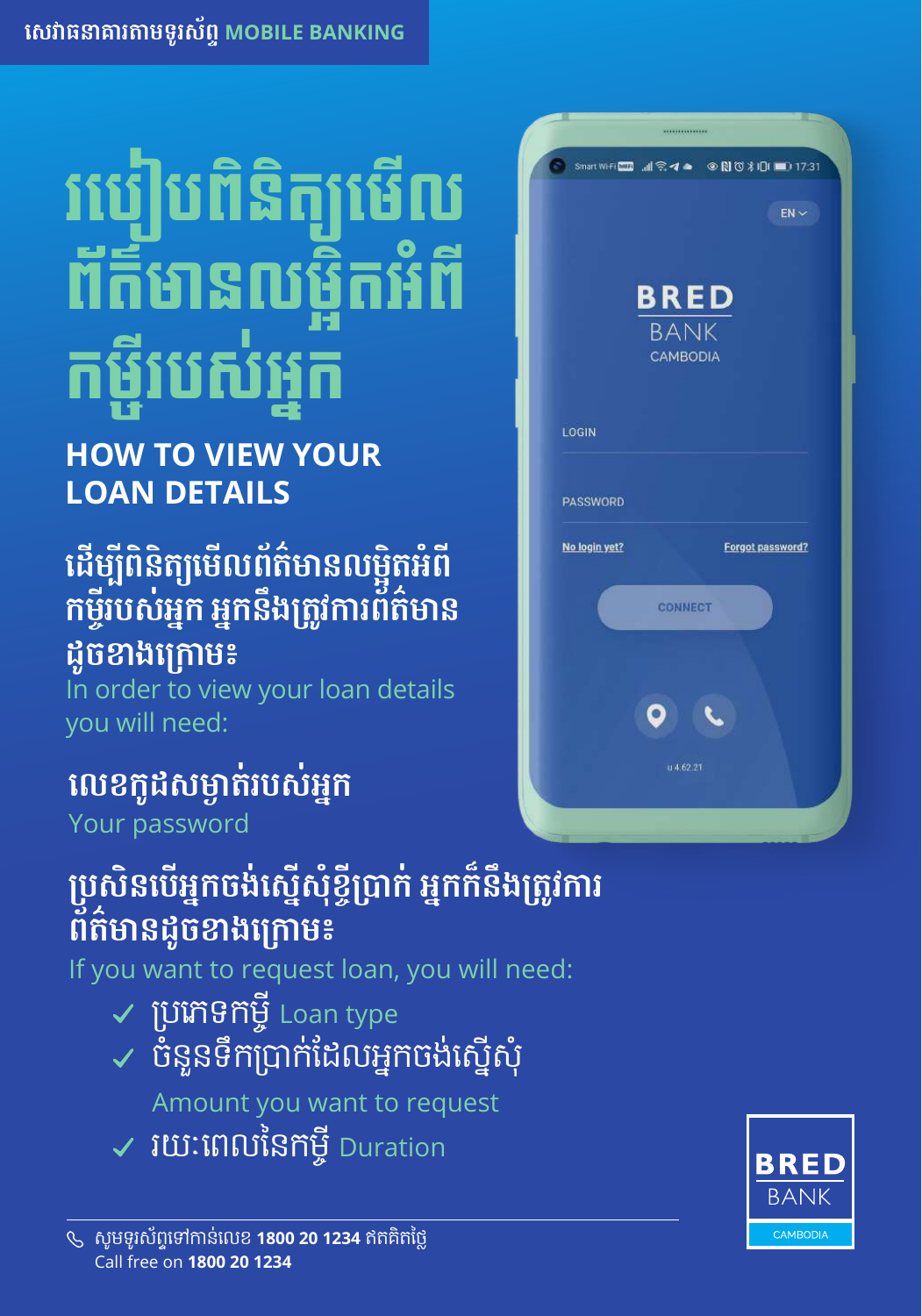សេវាធនាគារតាមទូរស័ព្ទ MOBILE BANKING

# របៀបពិនិត្យមើលព័ត៌មានលម្អិតអំពីកម្ចីរបស់អ្នក

## HOW TO VIEW YOUR LOAN DETAILS

ដើម្បីពិនិត្យមើលព័ត៌មានលម្អិតអំពីកម្ចីរបស់អ្នក អ្នកនឹងត្រូវការព័ត៌មានដូចខាងក្រោម៖

In order to view your loan details you will need:

លេខកូដសម្ងាត់របស់អ្នក

Your password

ប្រសិនបើអ្នកចង់ស្នើសុំខ្ចីប្រាក់ អ្នកក៏នឹងត្រូវការព័ត៌មានដូចខាងក្រោម៖

If you want to request loan, you will need:

- ✓ ប្រភេទកម្ចី Loan type
- ✓ ចំនួនទឹកប្រាក់ដែលអ្នកចង់ស្នើសុំ Amount you want to request
- ✓ រយៈពេលនៃកម្ចី Duration

សូមទូរស័ព្ទទៅកាន់លេខ **1800 20 1234** ឥតគិតថ្លៃ

Call free on **1800 20 1234**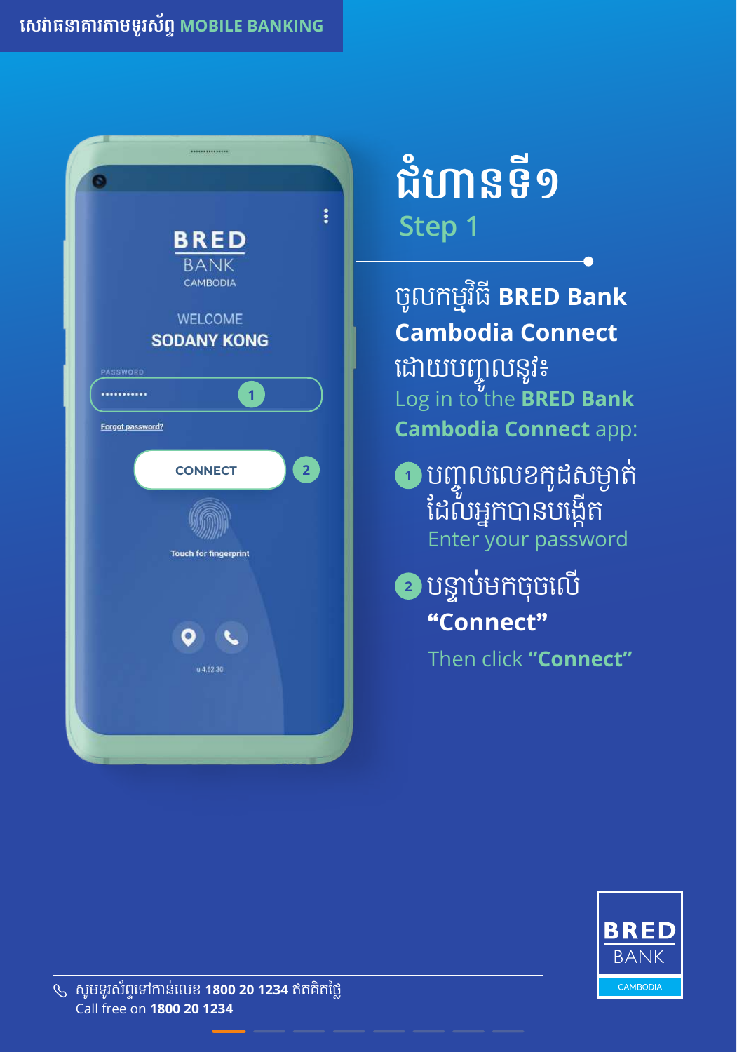សេវាធនាគារតាមទូរស័ព្ទ MOBILE BANKING

# ជំហានទី១
## Step 1

ចូលកម្មវិធី **BRED Bank Cambodia Connect** ដោយបញ្ចូលនូវ៖
Log in to the **BRED Bank Cambodia Connect** app:

1. បញ្ចូលលេខកូដសម្ងាត់ដែលអ្នកបានបង្កើត
   Enter your password
2. បន្ទាប់មកចុចលើ **"Connect"**
   Then click **"Connect"**

សូមទូរស័ព្ទទៅកាន់លេខ **1800 20 1234** ឥតគិតថ្លៃ
Call free on **1800 20 1234**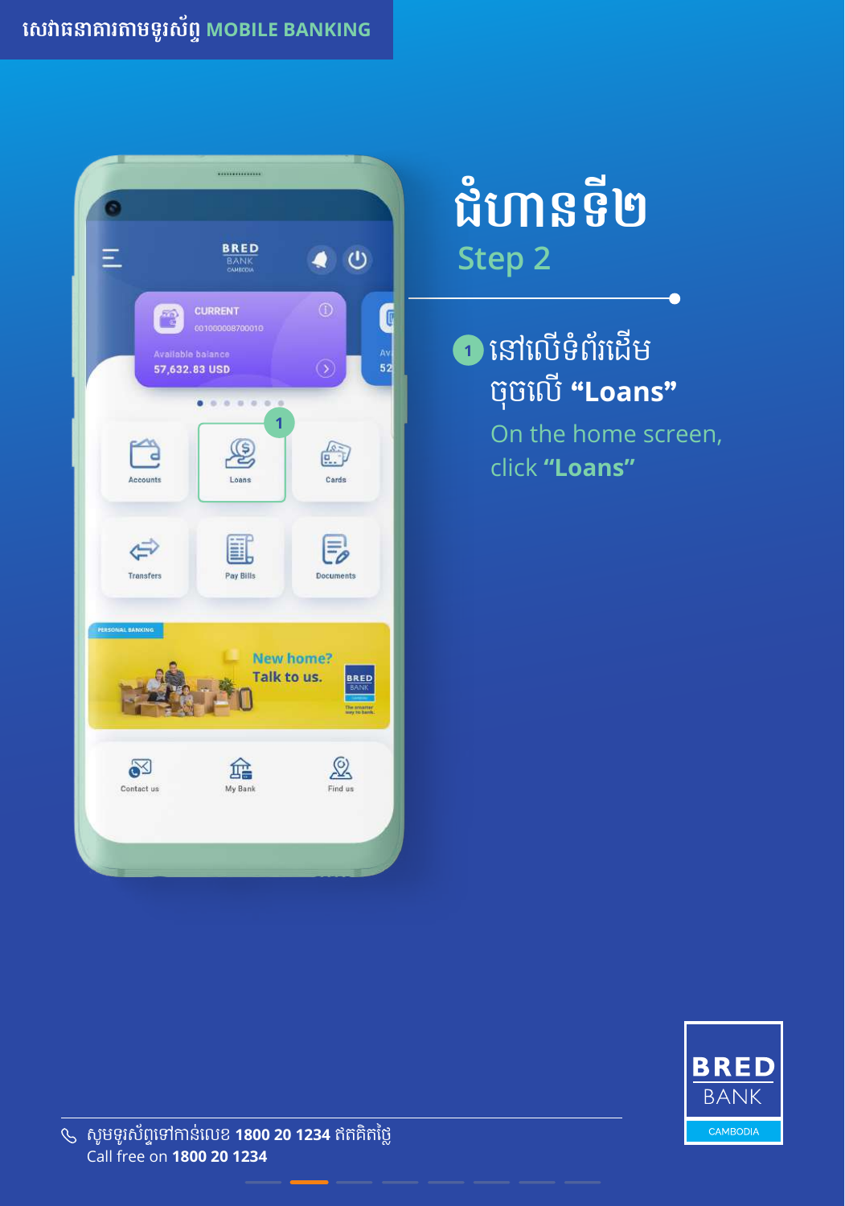# ជំហានទី២

## Step 2

1. នៅលើទំព័រដើម ចុចលើ **"Loans"**

   On the home screen, click **"Loans"**

សូមទូរស័ព្ទទៅកាន់លេខ **1800 20 1234** ឥតគិតថ្លៃ
Call free on **1800 20 1234**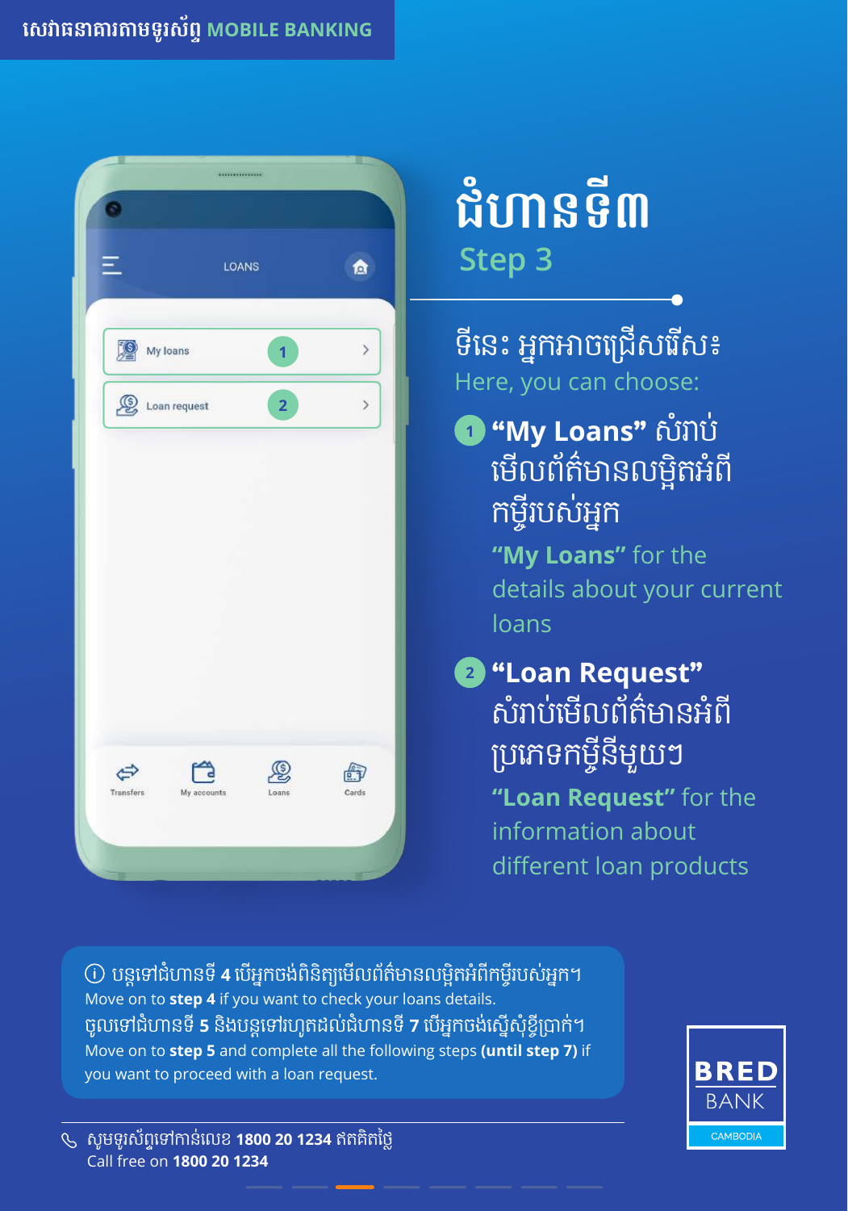សេវាធនាគារតាមទូរស័ព្ទ MOBILE BANKING

LOANS

My loans 1

Loan request 2

Transfers | My accounts | Loans | Cards

# ជំហានទី៣
## Step 3

ទីនេះ អ្នកអាចជ្រើសរើស៖

Here, you can choose:

1. **"My Loans"** សំរាប់មើលព័ត៌មានលម្អិតអំពីកម្ចីរបស់អ្នក

   **"My Loans"** for the details about your current loans

2. **"Loan Request"** សំរាប់មើលព័ត៌មានអំពីប្រភេទកម្ចីនីមួយៗ

   **"Loan Request"** for the information about different loan products

ⓘ បន្តទៅជំហានទី **4** បើអ្នកចង់ពិនិត្យមើលព័ត៌មានលម្អិតអំពីកម្ចីរបស់អ្នក។
Move on to **step 4** if you want to check your loans details.
ចូលទៅជំហានទី **5** និងបន្តទៅរហូតដល់ជំហានទី **7** បើអ្នកចង់ស្នើសុំខ្ចីប្រាក់។
Move on to **step 5** and complete all the following steps **(until step 7)** if you want to proceed with a loan request.

សូមទូរស័ព្ទទៅកាន់លេខ **1800 20 1234** ឥតគិតថ្លៃ
Call free on **1800 20 1234**

BRED BANK CAMBODIA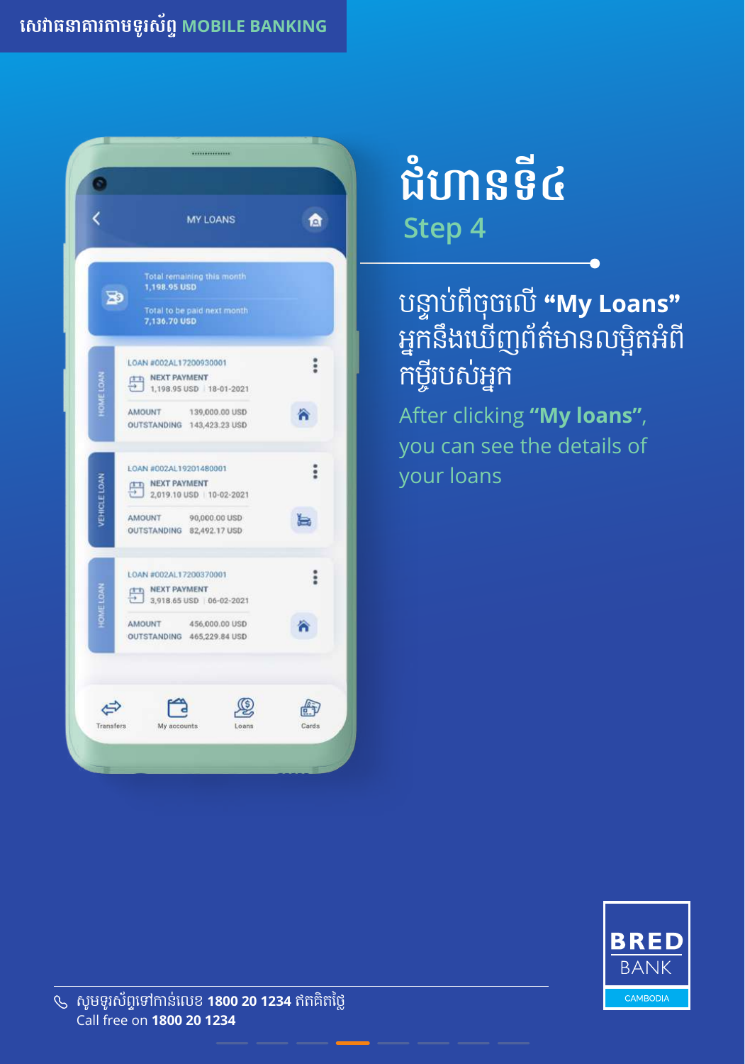# ជំហានទី៤
## Step 4

បន្ទាប់ពីចុចលើ **"My Loans"** អ្នកនឹងឃើញព័ត៌មានលម្អិតអំពីកម្ចីរបស់អ្នក

After clicking **"My loans"**, you can see the details of your loans

MY LOANS

Total remaining this month
1,198.95 USD

Total to be paid next month
7,136.70 USD

HOME LOAN
LOAN #002AL17200930001
NEXT PAYMENT
1,198.95 USD | 18-01-2021
AMOUNT 139,000.00 USD
OUTSTANDING 143,423.23 USD

VEHICLE LOAN
LOAN #002AL19201480001
NEXT PAYMENT
2,019.10 USD | 10-02-2021
AMOUNT 90,000.00 USD
OUTSTANDING 82,492.17 USD

HOME LOAN
LOAN #002AL17200370001
NEXT PAYMENT
3,918.65 USD | 06-02-2021
AMOUNT 456,000.00 USD
OUTSTANDING 465,229.84 USD

Transfers | My accounts | Loans | Cards

សូមទូរស័ព្ទទៅកាន់លេខ **1800 20 1234** ឥតគិតថ្លៃ
Call free on **1800 20 1234**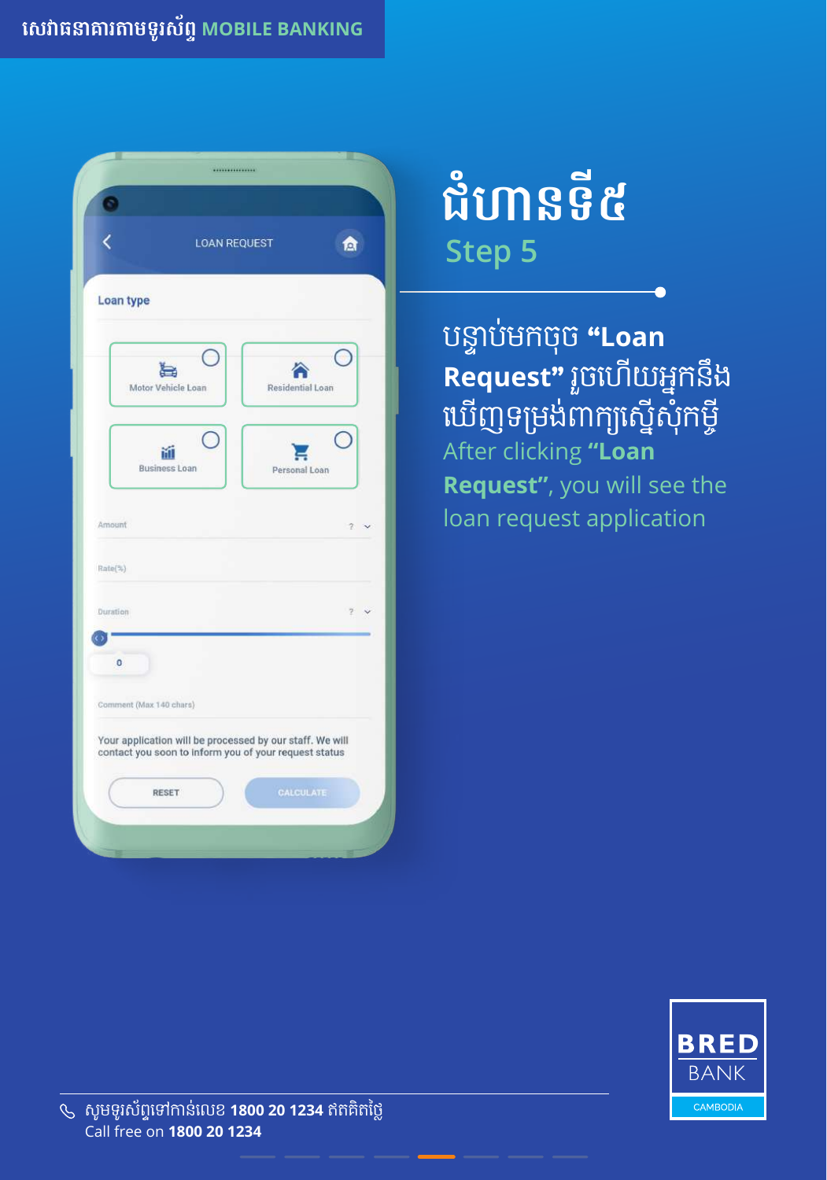# ជំហានទី៥

## Step 5

បន្ទាប់មកចុច **“Loan Request”** រួចហើយអ្នកនឹងឃើញទម្រង់ពាក្យស្នើសុំកម្ចី

After clicking **“Loan Request”**, you will see the loan request application

LOAN REQUEST

Loan type

Motor Vehicle Loan

Residential Loan

Business Loan

Personal Loan

Amount

Rate(%)

Duration

0

Comment (Max 140 chars)

Your application will be processed by our staff. We will contact you soon to inform you of your request status

RESET

CALCULATE

BRED BANK CAMBODIA

សូមទូរស័ព្ទទៅកាន់លេខ **1800 20 1234** ឥតគិតថ្លៃ
Call free on **1800 20 1234**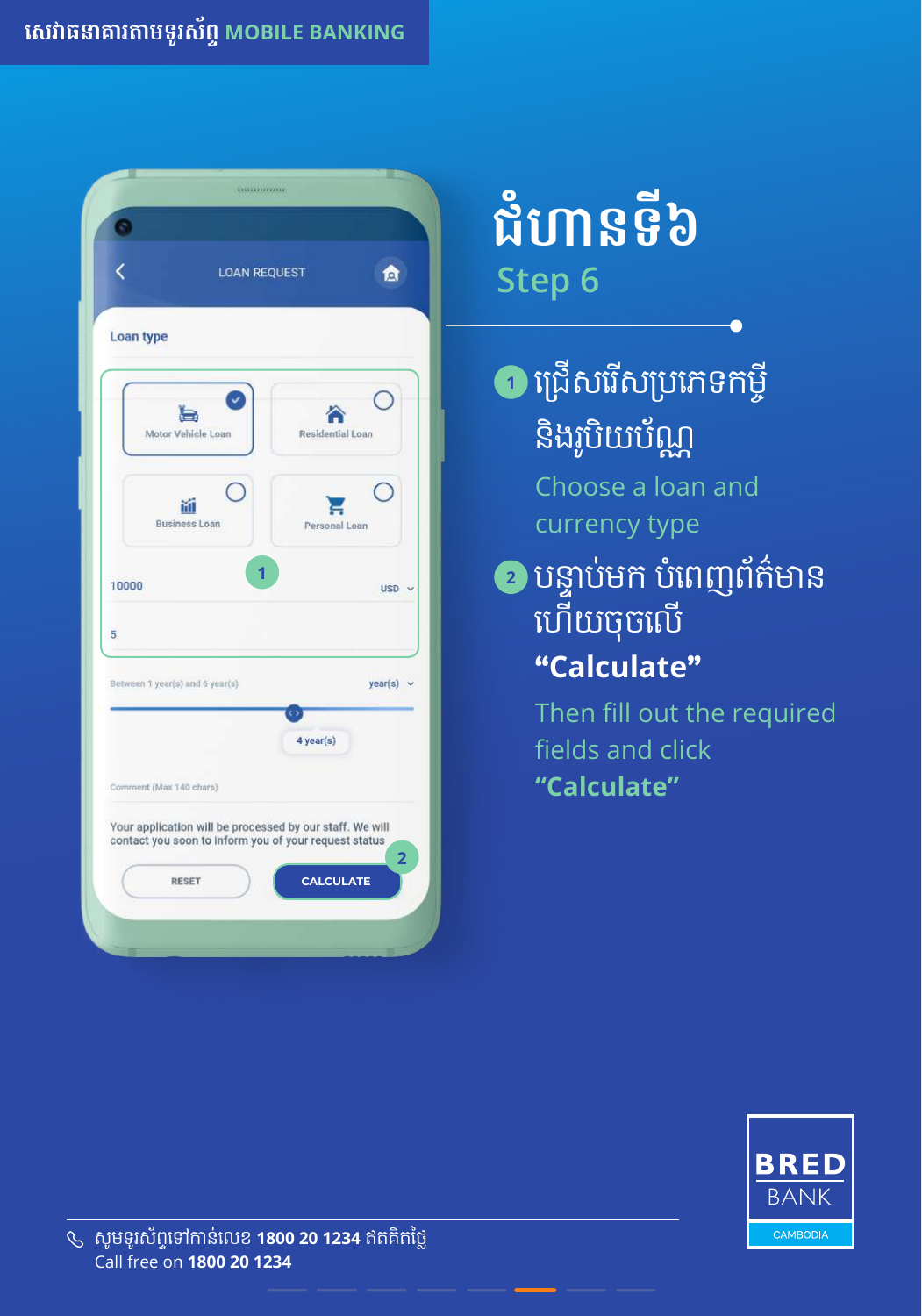# ជំហានទី៦
## Step 6

1. ជ្រើសរើសប្រភេទកម្ចី និងរូបិយប័ណ្ណ
   Choose a loan and currency type

2. បន្ទាប់មក បំពេញព័ត៌មាន ហើយចុចលើ **"Calculate"**
   Then fill out the required fields and click **"Calculate"**

LOAN REQUEST

Loan type

Motor Vehicle Loan | Residential Loan | Business Loan | Personal Loan

10000 USD

5

Between 1 year(s) and 6 year(s) year(s)

4 year(s)

Comment (Max 140 chars)

Your application will be processed by our staff. We will contact you soon to inform you of your request status

RESET | CALCULATE

សូមទូរស័ព្ទទៅកាន់លេខ **1800 20 1234** ឥតគិតថ្លៃ
Call free on **1800 20 1234**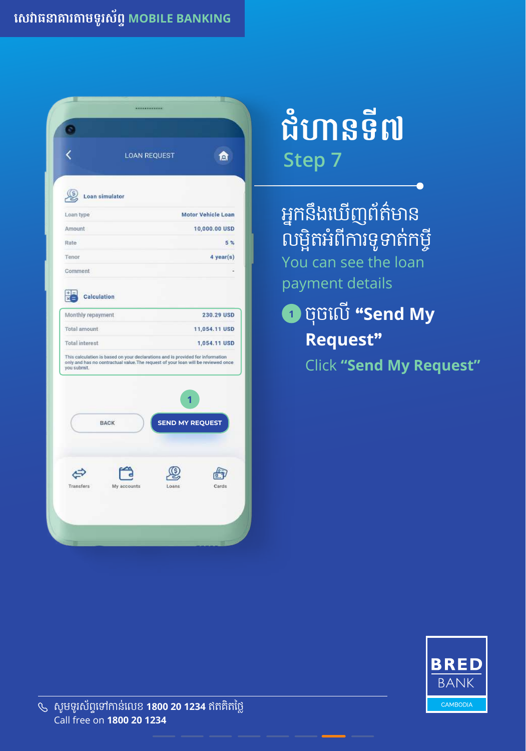សេវាធនាគារតាមទូរស័ព្ទ **MOBILE BANKING**

LOAN REQUEST

**Loan simulator**

| | |
|---|---|
| Loan type | Motor Vehicle Loan |
| Amount | 10,000.00 USD |
| Rate | 5 % |
| Tenor | 4 year(s) |
| Comment | - |

**Calculation**

| | |
|---|---|
| Monthly repayment | 230.29 USD |
| Total amount | 11,054.11 USD |
| Total interest | 1,054.11 USD |

This calculation is based on your declarations and is provided for information only and has no contractual value. The request of your loan will be reviewed once you submit.

1

BACK | SEND MY REQUEST

Transfers | My accounts | Loans | Cards

# ជំហានទី៧

## Step 7

អ្នកនឹងឃើញព័ត៌មានលម្អិតអំពីការទូទាត់កម្ចី

You can see the loan payment details

1. ចុចលើ **“Send My Request”**

   Click **“Send My Request”**

**BRED** BANK
CAMBODIA

សូមទូរស័ព្ទទៅកាន់លេខ **1800 20 1234** ឥតគិតថ្លៃ

Call free on **1800 20 1234**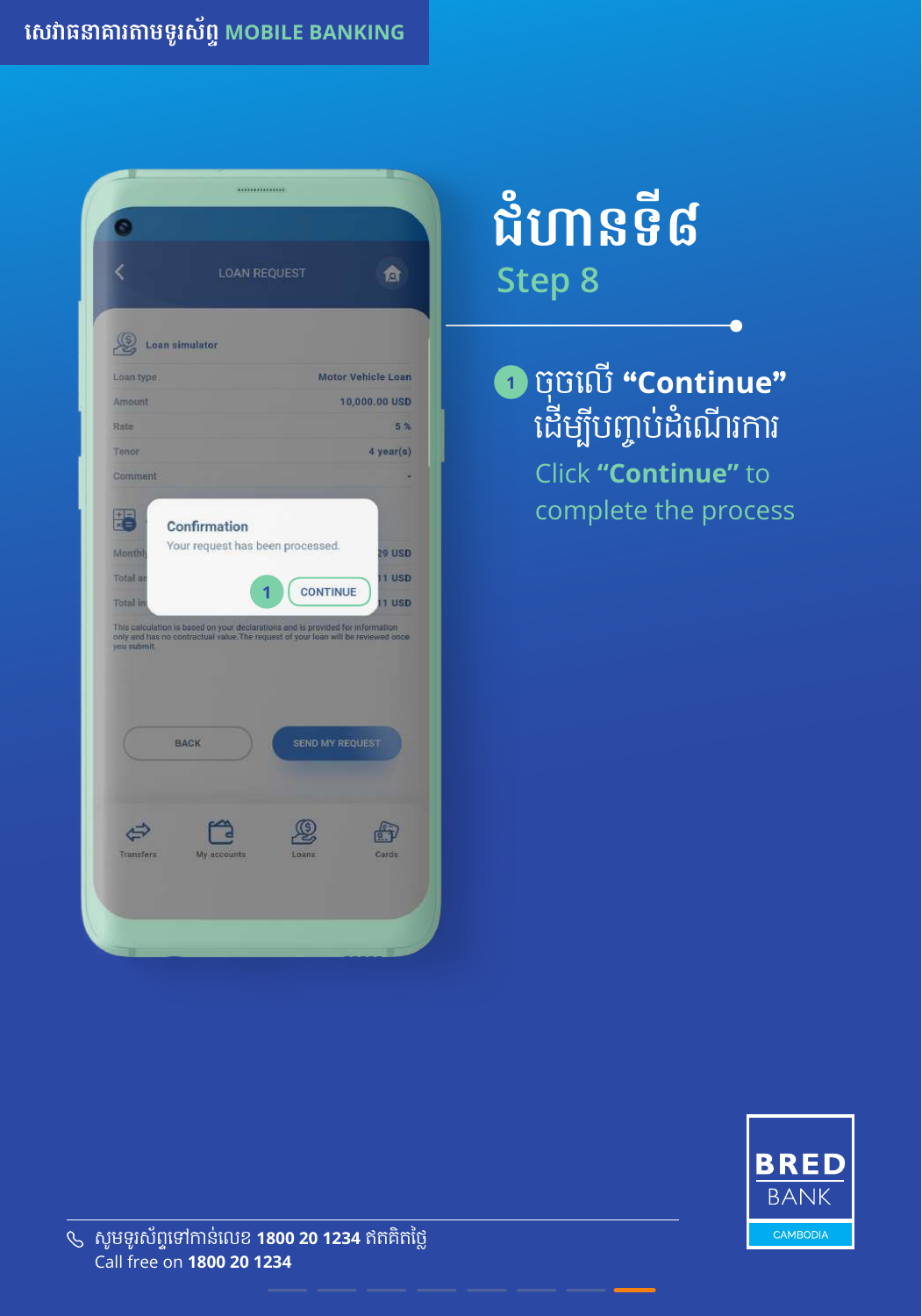# ជំហានទី៨

## Step 8

1 ចុចលើ **"Continue"** ដើម្បីបញ្ចប់ដំណើរការ

Click **"Continue"** to complete the process

LOAN REQUEST

Loan simulator

Loan type Motor Vehicle Loan

Amount 10,000.00 USD

Rate 5 %

Tenor 4 year(s)

Comment -

Confirmation

Your request has been processed.

1 CONTINUE

This calculation is based on your declarations and is provided for information only and has no contractual value. The request of your loan will be reviewed once you submit.

BACK SEND MY REQUEST

Transfers My accounts Loans Cards

សូមទូរស័ព្ទទៅកាន់លេខ **1800 20 1234** ឥតគិតថ្លៃ
Call free on **1800 20 1234**